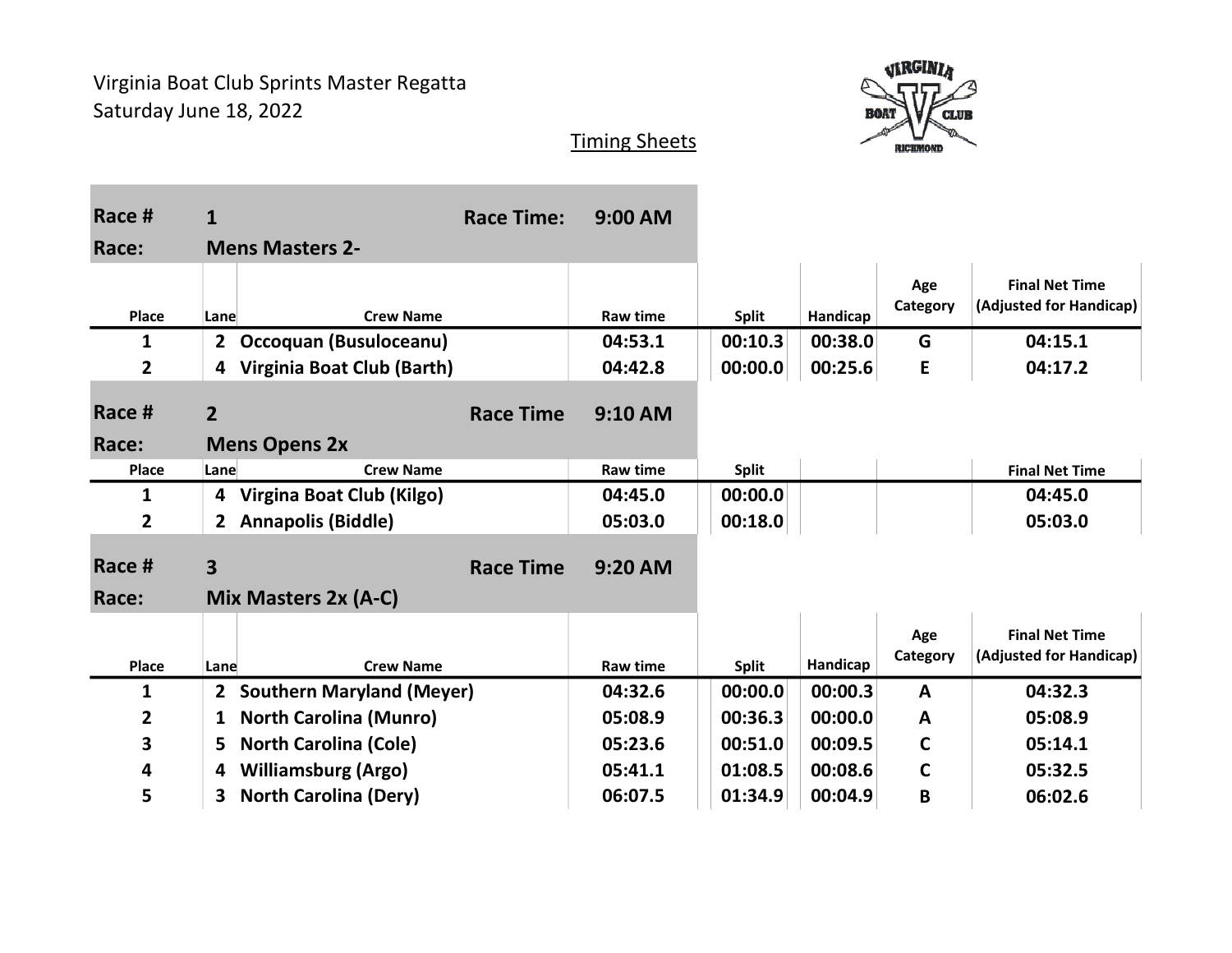Virginia Boat Club Sprints Master Regatta
Saturday June 18, 2022

Timing Sheets

**Race #** 1 **Race Time:** 9:00 AM
**Race:** Mens Masters 2-

| Place | Lane | Crew Name | Raw time | Split | Handicap | Age Category | Final Net Time (Adjusted for Handicap) |
|---|---|---|---|---|---|---|---|
| 1 | 2 | Occoquan (Busuloceanu) | 04:53.1 | 00:10.3 | 00:38.0 | G | 04:15.1 |
| 2 | 4 | Virginia Boat Club (Barth) | 04:42.8 | 00:00.0 | 00:25.6 | E | 04:17.2 |

**Race #** 2 **Race Time** 9:10 AM
**Race:** Mens Opens 2x

| Place | Lane | Crew Name | Raw time | Split | | | Final Net Time |
|---|---|---|---|---|---|---|---|
| 1 | 4 | Virgina Boat Club (Kilgo) | 04:45.0 | 00:00.0 | | | 04:45.0 |
| 2 | 2 | Annapolis (Biddle) | 05:03.0 | 00:18.0 | | | 05:03.0 |

**Race #** 3 **Race Time** 9:20 AM
**Race:** Mix Masters 2x (A-C)

| Place | Lane | Crew Name | Raw time | Split | Handicap | Age Category | Final Net Time (Adjusted for Handicap) |
|---|---|---|---|---|---|---|---|
| 1 | 2 | Southern Maryland (Meyer) | 04:32.6 | 00:00.0 | 00:00.3 | A | 04:32.3 |
| 2 | 1 | North Carolina (Munro) | 05:08.9 | 00:36.3 | 00:00.0 | A | 05:08.9 |
| 3 | 5 | North Carolina (Cole) | 05:23.6 | 00:51.0 | 00:09.5 | C | 05:14.1 |
| 4 | 4 | Williamsburg (Argo) | 05:41.1 | 01:08.5 | 00:08.6 | C | 05:32.5 |
| 5 | 3 | North Carolina (Dery) | 06:07.5 | 01:34.9 | 00:04.9 | B | 06:02.6 |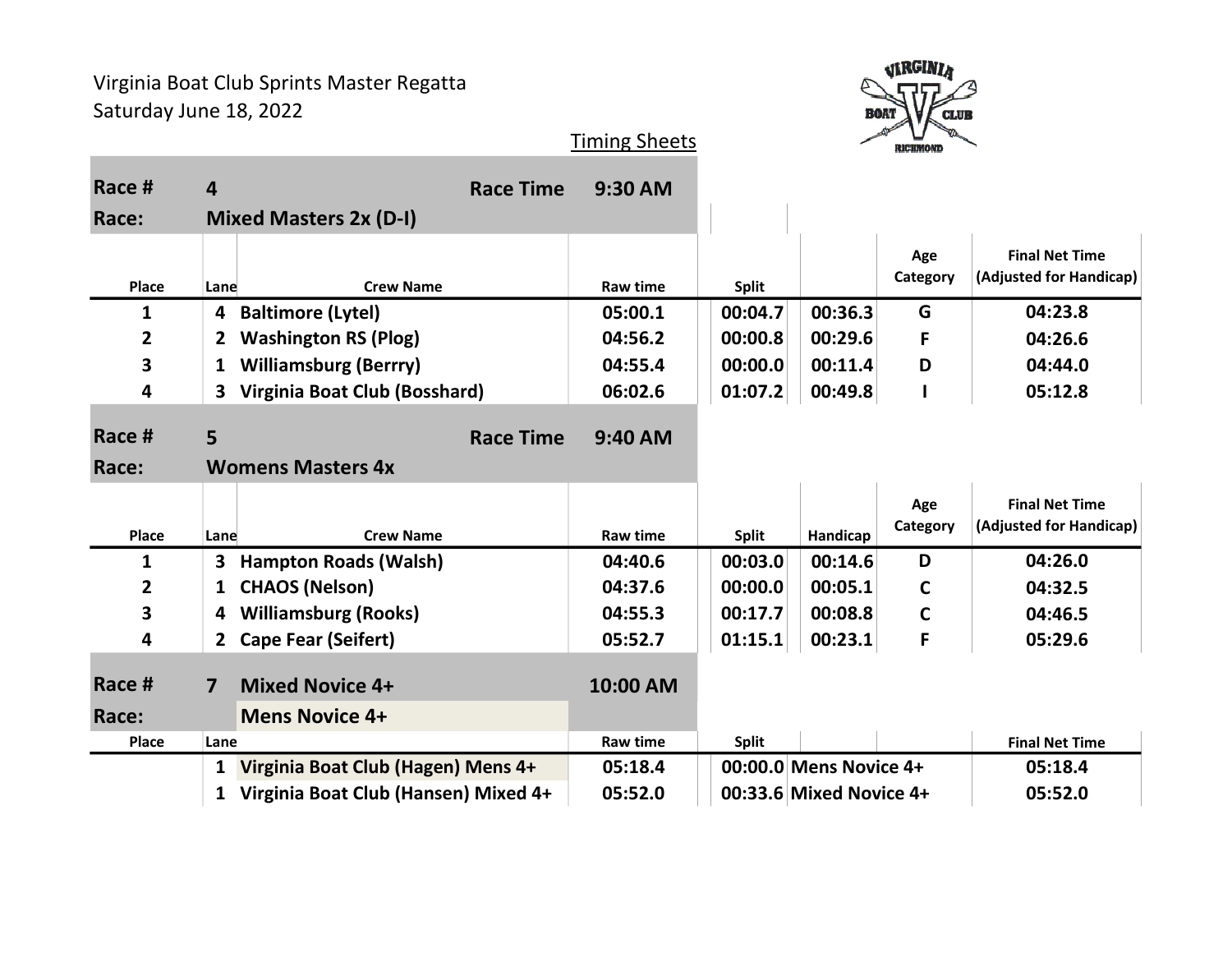Virginia Boat Club Sprints Master Regatta
Saturday June 18, 2022

Timing Sheets

**Race #** 4 **Race Time** 9:30 AM
**Race:** Mixed Masters 2x (D-I)

| Place | Lane | Crew Name | Raw time | Split | | Age Category | Final Net Time (Adjusted for Handicap) |
|---|---|---|---|---|---|---|---|
| 1 | 4 | Baltimore (Lytel) | 05:00.1 | 00:04.7 | 00:36.3 | G | 04:23.8 |
| 2 | 2 | Washington RS (Plog) | 04:56.2 | 00:00.8 | 00:29.6 | F | 04:26.6 |
| 3 | 1 | Williamsburg (Berrry) | 04:55.4 | 00:00.0 | 00:11.4 | D | 04:44.0 |
| 4 | 3 | Virginia Boat Club (Bosshard) | 06:02.6 | 01:07.2 | 00:49.8 | I | 05:12.8 |

**Race #** 5 **Race Time** 9:40 AM
**Race:** Womens Masters 4x

| Place | Lane | Crew Name | Raw time | Split | Handicap | Age Category | Final Net Time (Adjusted for Handicap) |
|---|---|---|---|---|---|---|---|
| 1 | 3 | Hampton Roads (Walsh) | 04:40.6 | 00:03.0 | 00:14.6 | D | 04:26.0 |
| 2 | 1 | CHAOS (Nelson) | 04:37.6 | 00:00.0 | 00:05.1 | C | 04:32.5 |
| 3 | 4 | Williamsburg (Rooks) | 04:55.3 | 00:17.7 | 00:08.8 | C | 04:46.5 |
| 4 | 2 | Cape Fear (Seifert) | 05:52.7 | 01:15.1 | 00:23.1 | F | 05:29.6 |

**Race #** 7 **Mixed Novice 4+** 10:00 AM
**Race:** Mens Novice 4+

| Place | Lane | Crew Name | Raw time | Split | | | Final Net Time |
|---|---|---|---|---|---|---|---|
| | 1 | Virginia Boat Club (Hagen) Mens 4+ | 05:18.4 | 00:00.0 | Mens Novice 4+ | | 05:18.4 |
| | 1 | Virginia Boat Club (Hansen) Mixed 4+ | 05:52.0 | 00:33.6 | Mixed Novice 4+ | | 05:52.0 |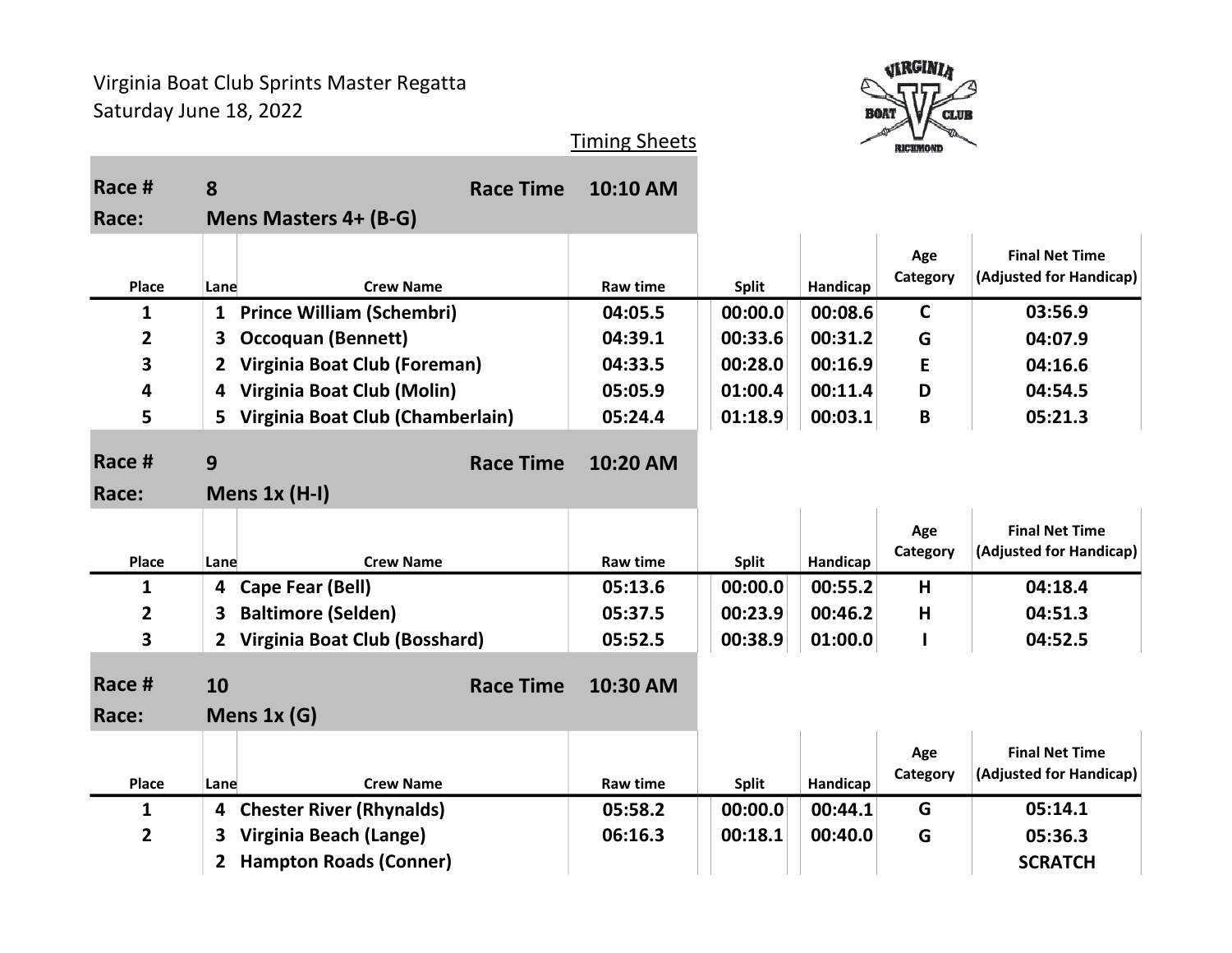Virginia Boat Club Sprints Master Regatta
Saturday June 18, 2022

Timing Sheets

**Race #** 8 **Race Time** 10:10 AM
**Race:** Mens Masters 4+ (B-G)

| Place | Lane | Crew Name | Raw time | Split | Handicap | Age Category | Final Net Time (Adjusted for Handicap) |
|---|---|---|---|---|---|---|---|
| 1 | 1 | Prince William (Schembri) | 04:05.5 | 00:00.0 | 00:08.6 | C | 03:56.9 |
| 2 | 3 | Occoquan (Bennett) | 04:39.1 | 00:33.6 | 00:31.2 | G | 04:07.9 |
| 3 | 2 | Virginia Boat Club (Foreman) | 04:33.5 | 00:28.0 | 00:16.9 | E | 04:16.6 |
| 4 | 4 | Virginia Boat Club (Molin) | 05:05.9 | 01:00.4 | 00:11.4 | D | 04:54.5 |
| 5 | 5 | Virginia Boat Club (Chamberlain) | 05:24.4 | 01:18.9 | 00:03.1 | B | 05:21.3 |

**Race #** 9 **Race Time** 10:20 AM
**Race:** Mens 1x (H-I)

| Place | Lane | Crew Name | Raw time | Split | Handicap | Age Category | Final Net Time (Adjusted for Handicap) |
|---|---|---|---|---|---|---|---|
| 1 | 4 | Cape Fear (Bell) | 05:13.6 | 00:00.0 | 00:55.2 | H | 04:18.4 |
| 2 | 3 | Baltimore (Selden) | 05:37.5 | 00:23.9 | 00:46.2 | H | 04:51.3 |
| 3 | 2 | Virginia Boat Club (Bosshard) | 05:52.5 | 00:38.9 | 01:00.0 | I | 04:52.5 |

**Race #** 10 **Race Time** 10:30 AM
**Race:** Mens 1x (G)

| Place | Lane | Crew Name | Raw time | Split | Handicap | Age Category | Final Net Time (Adjusted for Handicap) |
|---|---|---|---|---|---|---|---|
| 1 | 4 | Chester River (Rhynalds) | 05:58.2 | 00:00.0 | 00:44.1 | G | 05:14.1 |
| 2 | 3 | Virginia Beach (Lange) | 06:16.3 | 00:18.1 | 00:40.0 | G | 05:36.3 |
| | 2 | Hampton Roads (Conner) | | | | | SCRATCH |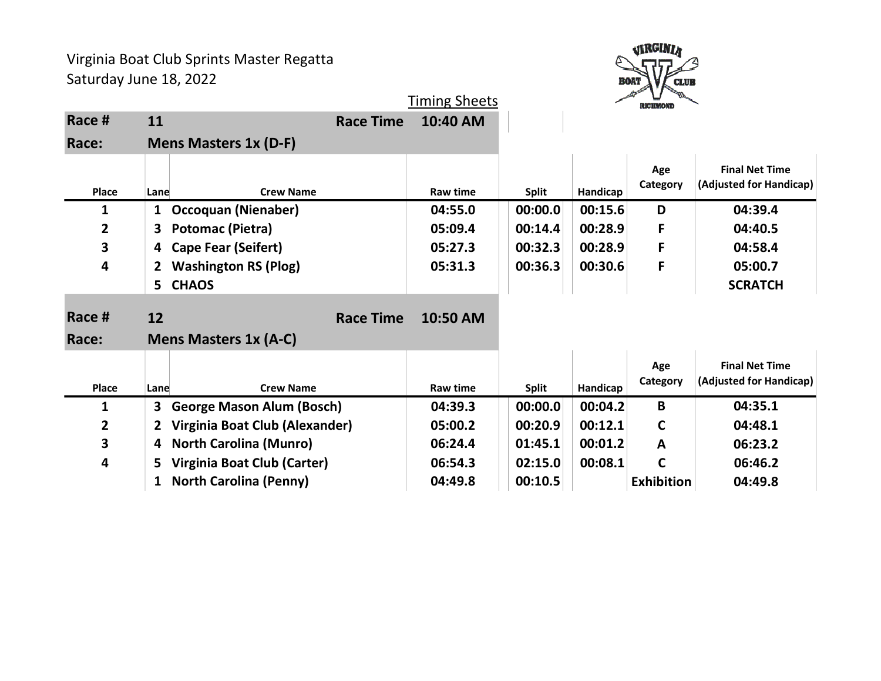Virginia Boat Club Sprints Master Regatta
Saturday June 18, 2022

Timing Sheets

| Race # | 11 | Race Time | 10:40 AM | | | |
|---|---|---|---|---|---|---|
| **Race:** | **Mens Masters 1x (D-F)** | | | | | |

| Place | Lane | Crew Name | Raw time | Split | Handicap | Age Category | Final Net Time (Adjusted for Handicap) |
|---|---|---|---|---|---|---|---|
| 1 | 1 | Occoquan (Nienaber) | 04:55.0 | 00:00.0 | 00:15.6 | D | 04:39.4 |
| 2 | 3 | Potomac (Pietra) | 05:09.4 | 00:14.4 | 00:28.9 | F | 04:40.5 |
| 3 | 4 | Cape Fear (Seifert) | 05:27.3 | 00:32.3 | 00:28.9 | F | 04:58.4 |
| 4 | 2 | Washington RS (Plog) | 05:31.3 | 00:36.3 | 00:30.6 | F | 05:00.7 |
| | 5 | CHAOS | | | | | SCRATCH |

| Race # | 12 | Race Time | 10:50 AM |
|---|---|---|---|
| **Race:** | **Mens Masters 1x (A-C)** | | |

| Place | Lane | Crew Name | Raw time | Split | Handicap | Age Category | Final Net Time (Adjusted for Handicap) |
|---|---|---|---|---|---|---|---|
| 1 | 3 | George Mason Alum (Bosch) | 04:39.3 | 00:00.0 | 00:04.2 | B | 04:35.1 |
| 2 | 2 | Virginia Boat Club (Alexander) | 05:00.2 | 00:20.9 | 00:12.1 | C | 04:48.1 |
| 3 | 4 | North Carolina (Munro) | 06:24.4 | 01:45.1 | 00:01.2 | A | 06:23.2 |
| 4 | 5 | Virginia Boat Club (Carter) | 06:54.3 | 02:15.0 | 00:08.1 | C | 06:46.2 |
| | 1 | North Carolina (Penny) | 04:49.8 | 00:10.5 | | Exhibition | 04:49.8 |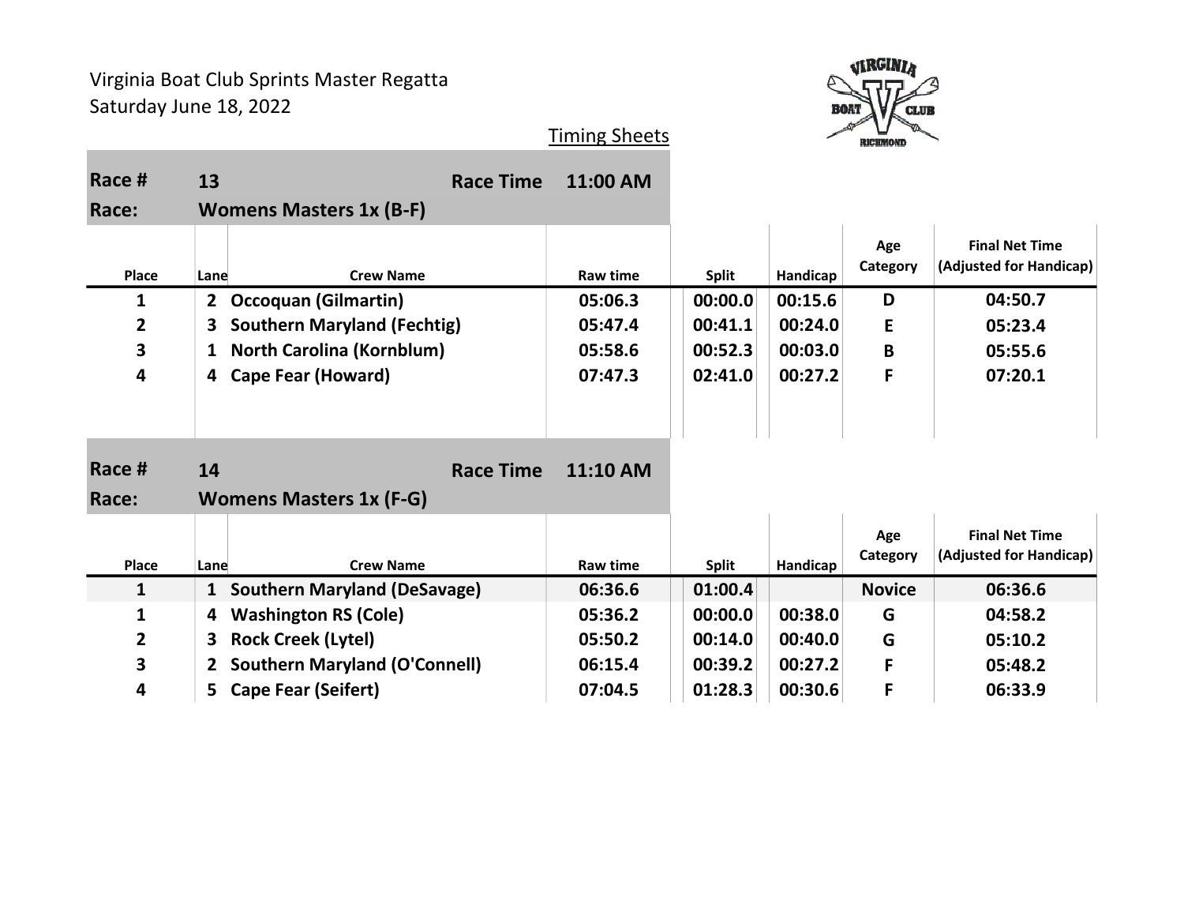Virginia Boat Club Sprints Master Regatta
Saturday June 18, 2022

Timing Sheets

| Race # | 13 | Race Time | 11:00 AM |
|---|---|---|---|
| Race: | Womens Masters 1x (B-F) | | |

| Place | Lane | Crew Name | Raw time | Split | Handicap | Age Category | Final Net Time (Adjusted for Handicap) |
|---|---|---|---|---|---|---|---|
| 1 | 2 | Occoquan (Gilmartin) | 05:06.3 | 00:00.0 | 00:15.6 | D | 04:50.7 |
| 2 | 3 | Southern Maryland (Fechtig) | 05:47.4 | 00:41.1 | 00:24.0 | E | 05:23.4 |
| 3 | 1 | North Carolina (Kornblum) | 05:58.6 | 00:52.3 | 00:03.0 | B | 05:55.6 |
| 4 | 4 | Cape Fear (Howard) | 07:47.3 | 02:41.0 | 00:27.2 | F | 07:20.1 |

| Race # | 14 | Race Time | 11:10 AM |
|---|---|---|---|
| Race: | Womens Masters 1x (F-G) | | |

| Place | Lane | Crew Name | Raw time | Split | Handicap | Age Category | Final Net Time (Adjusted for Handicap) |
|---|---|---|---|---|---|---|---|
| 1 | 1 | Southern Maryland (DeSavage) | 06:36.6 | 01:00.4 | | Novice | 06:36.6 |
| 1 | 4 | Washington RS (Cole) | 05:36.2 | 00:00.0 | 00:38.0 | G | 04:58.2 |
| 2 | 3 | Rock Creek (Lytel) | 05:50.2 | 00:14.0 | 00:40.0 | G | 05:10.2 |
| 3 | 2 | Southern Maryland (O'Connell) | 06:15.4 | 00:39.2 | 00:27.2 | F | 05:48.2 |
| 4 | 5 | Cape Fear (Seifert) | 07:04.5 | 01:28.3 | 00:30.6 | F | 06:33.9 |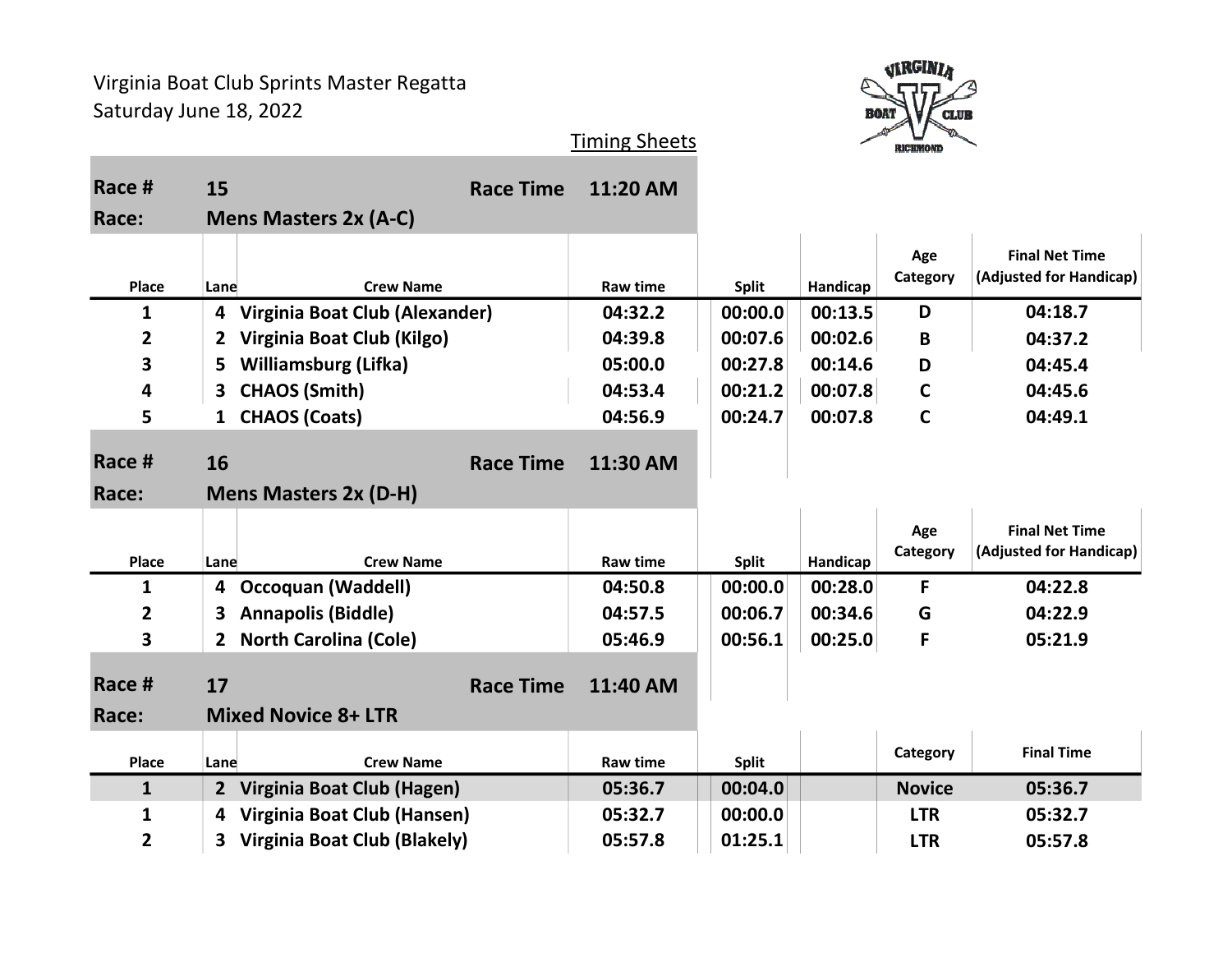Virginia Boat Club Sprints Master Regatta
Saturday June 18, 2022

Timing Sheets

**Race #** 15 **Race Time** 11:20 AM
**Race:** Mens Masters 2x (A-C)

| Place | Lane | Crew Name | Raw time | Split | Handicap | Age Category | Final Net Time (Adjusted for Handicap) |
|---|---|---|---|---|---|---|---|
| 1 | 4 | Virginia Boat Club (Alexander) | 04:32.2 | 00:00.0 | 00:13.5 | D | 04:18.7 |
| 2 | 2 | Virginia Boat Club (Kilgo) | 04:39.8 | 00:07.6 | 00:02.6 | B | 04:37.2 |
| 3 | 5 | Williamsburg (Lifka) | 05:00.0 | 00:27.8 | 00:14.6 | D | 04:45.4 |
| 4 | 3 | CHAOS (Smith) | 04:53.4 | 00:21.2 | 00:07.8 | C | 04:45.6 |
| 5 | 1 | CHAOS (Coats) | 04:56.9 | 00:24.7 | 00:07.8 | C | 04:49.1 |

**Race #** 16 **Race Time** 11:30 AM
**Race:** Mens Masters 2x (D-H)

| Place | Lane | Crew Name | Raw time | Split | Handicap | Age Category | Final Net Time (Adjusted for Handicap) |
|---|---|---|---|---|---|---|---|
| 1 | 4 | Occoquan (Waddell) | 04:50.8 | 00:00.0 | 00:28.0 | F | 04:22.8 |
| 2 | 3 | Annapolis (Biddle) | 04:57.5 | 00:06.7 | 00:34.6 | G | 04:22.9 |
| 3 | 2 | North Carolina (Cole) | 05:46.9 | 00:56.1 | 00:25.0 | F | 05:21.9 |

**Race #** 17 **Race Time** 11:40 AM
**Race:** Mixed Novice 8+ LTR

| Place | Lane | Crew Name | Raw time | Split | | Category | Final Time |
|---|---|---|---|---|---|---|---|
| 1 | 2 | Virginia Boat Club (Hagen) | 05:36.7 | 00:04.0 | | Novice | 05:36.7 |
| 1 | 4 | Virginia Boat Club (Hansen) | 05:32.7 | 00:00.0 | | LTR | 05:32.7 |
| 2 | 3 | Virginia Boat Club (Blakely) | 05:57.8 | 01:25.1 | | LTR | 05:57.8 |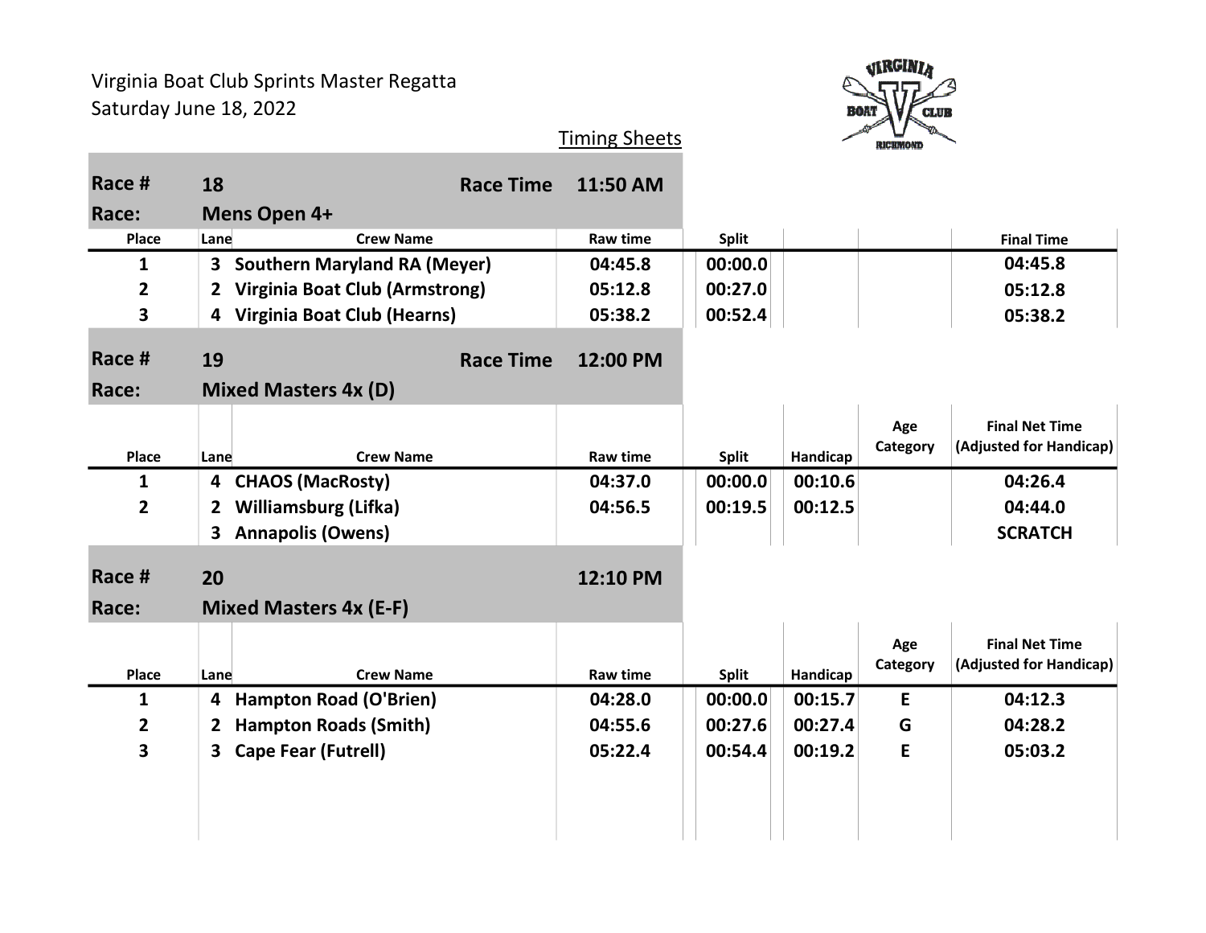Virginia Boat Club Sprints Master Regatta
Saturday June 18, 2022

Timing Sheets

**Race #** 18 **Race Time** 11:50 AM
**Race:** Mens Open 4+

| Place | Lane | Crew Name | Raw time | Split | | | Final Time |
|---|---|---|---|---|---|---|---|
| 1 | 3 | Southern Maryland RA (Meyer) | 04:45.8 | 00:00.0 | | | 04:45.8 |
| 2 | 2 | Virginia Boat Club (Armstrong) | 05:12.8 | 00:27.0 | | | 05:12.8 |
| 3 | 4 | Virginia Boat Club (Hearns) | 05:38.2 | 00:52.4 | | | 05:38.2 |

**Race #** 19 **Race Time** 12:00 PM
**Race:** Mixed Masters 4x (D)

| Place | Lane | Crew Name | Raw time | Split | Handicap | Age Category | Final Net Time (Adjusted for Handicap) |
|---|---|---|---|---|---|---|---|
| 1 | 4 | CHAOS (MacRosty) | 04:37.0 | 00:00.0 | 00:10.6 | | 04:26.4 |
| 2 | 2 | Williamsburg (Lifka) | 04:56.5 | 00:19.5 | 00:12.5 | | 04:44.0 |
| | 3 | Annapolis (Owens) | | | | | SCRATCH |

**Race #** 20 12:10 PM
**Race:** Mixed Masters 4x (E-F)

| Place | Lane | Crew Name | Raw time | Split | Handicap | Age Category | Final Net Time (Adjusted for Handicap) |
|---|---|---|---|---|---|---|---|
| 1 | 4 | Hampton Road (O'Brien) | 04:28.0 | 00:00.0 | 00:15.7 | E | 04:12.3 |
| 2 | 2 | Hampton Roads (Smith) | 04:55.6 | 00:27.6 | 00:27.4 | G | 04:28.2 |
| 3 | 3 | Cape Fear (Futrell) | 05:22.4 | 00:54.4 | 00:19.2 | E | 05:03.2 |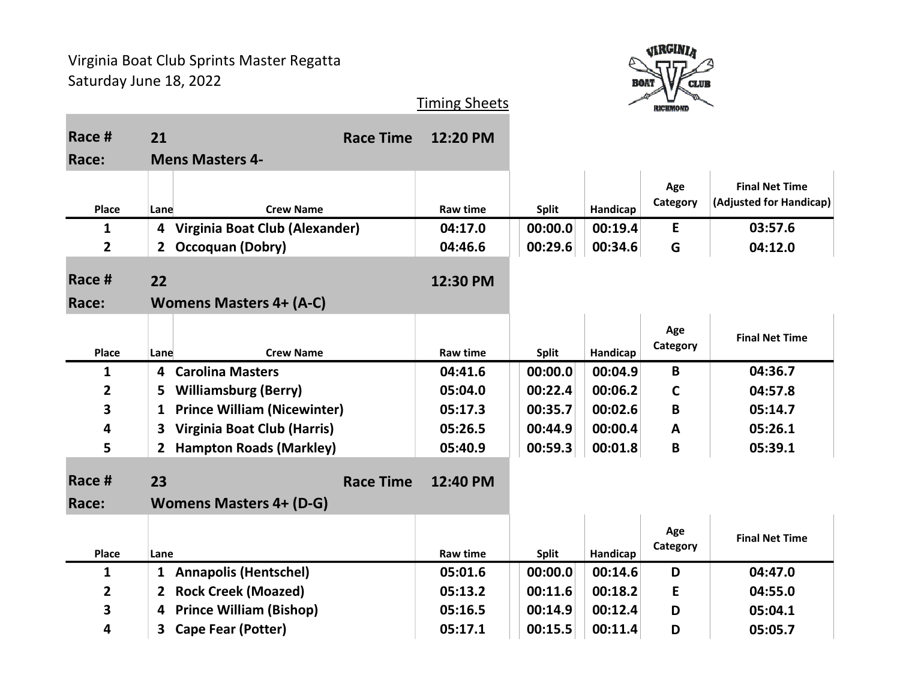Virginia Boat Club Sprints Master Regatta
Saturday June 18, 2022

Timing Sheets

| Race # | 21 | | Race Time | 12:20 PM | | | |
|---|---|---|---|---|---|---|---|
| Race: | Mens Masters 4- | | | | | | |
| **Place** | **Lane** | **Crew Name** | **Raw time** | **Split** | **Handicap** | **Age Category** | **Final Net Time (Adjusted for Handicap)** |
| 1 | 4 | Virginia Boat Club (Alexander) | 04:17.0 | 00:00.0 | 00:19.4 | E | 03:57.6 |
| 2 | 2 | Occoquan (Dobry) | 04:46.6 | 00:29.6 | 00:34.6 | G | 04:12.0 |

| Race # | 22 | | | 12:30 PM | | | |
|---|---|---|---|---|---|---|---|
| Race: | Womens Masters 4+ (A-C) | | | | | | |
| **Place** | **Lane** | **Crew Name** | **Raw time** | **Split** | **Handicap** | **Age Category** | **Final Net Time** |
| 1 | 4 | Carolina Masters | 04:41.6 | 00:00.0 | 00:04.9 | B | 04:36.7 |
| 2 | 5 | Williamsburg (Berry) | 05:04.0 | 00:22.4 | 00:06.2 | C | 04:57.8 |
| 3 | 1 | Prince William (Nicewinter) | 05:17.3 | 00:35.7 | 00:02.6 | B | 05:14.7 |
| 4 | 3 | Virginia Boat Club (Harris) | 05:26.5 | 00:44.9 | 00:00.4 | A | 05:26.1 |
| 5 | 2 | Hampton Roads (Markley) | 05:40.9 | 00:59.3 | 00:01.8 | B | 05:39.1 |

| Race # | 23 | | Race Time | 12:40 PM | | | |
|---|---|---|---|---|---|---|---|
| Race: | Womens Masters 4+ (D-G) | | | | | | |
| **Place** | **Lane** | | **Raw time** | **Split** | **Handicap** | **Age Category** | **Final Net Time** |
| 1 | 1 | Annapolis (Hentschel) | 05:01.6 | 00:00.0 | 00:14.6 | D | 04:47.0 |
| 2 | 2 | Rock Creek (Moazed) | 05:13.2 | 00:11.6 | 00:18.2 | E | 04:55.0 |
| 3 | 4 | Prince William (Bishop) | 05:16.5 | 00:14.9 | 00:12.4 | D | 05:04.1 |
| 4 | 3 | Cape Fear (Potter) | 05:17.1 | 00:15.5 | 00:11.4 | D | 05:05.7 |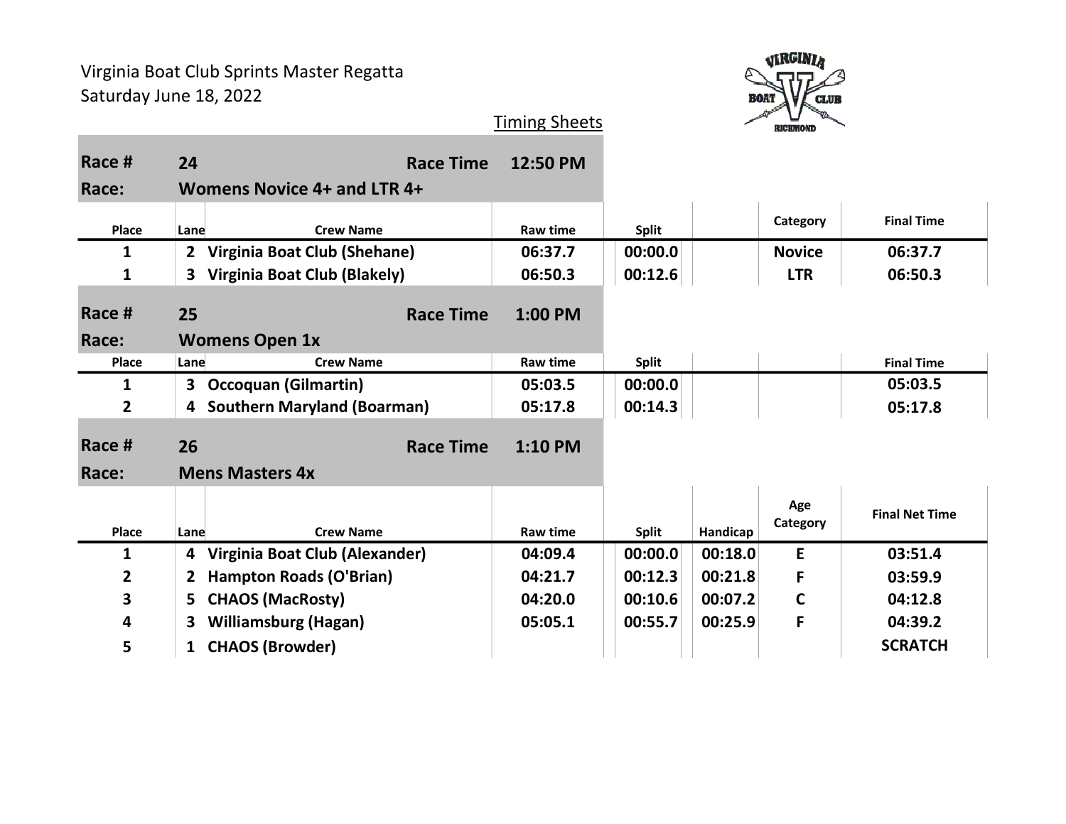Virginia Boat Club Sprints Master Regatta
Saturday June 18, 2022

Timing Sheets

**Race #** 24 **Race Time** 12:50 PM
**Race:** Womens Novice 4+ and LTR 4+

| Place | Lane | Crew Name | Raw time | Split | | Category | Final Time |
|---|---|---|---|---|---|---|---|
| 1 | 2 | Virginia Boat Club (Shehane) | 06:37.7 | 00:00.0 | | Novice | 06:37.7 |
| 1 | 3 | Virginia Boat Club (Blakely) | 06:50.3 | 00:12.6 | | LTR | 06:50.3 |

**Race #** 25 **Race Time** 1:00 PM
**Race:** Womens Open 1x

| Place | Lane | Crew Name | Raw time | Split | | | Final Time |
|---|---|---|---|---|---|---|---|
| 1 | 3 | Occoquan (Gilmartin) | 05:03.5 | 00:00.0 | | | 05:03.5 |
| 2 | 4 | Southern Maryland (Boarman) | 05:17.8 | 00:14.3 | | | 05:17.8 |

**Race #** 26 **Race Time** 1:10 PM
**Race:** Mens Masters 4x

| Place | Lane | Crew Name | Raw time | Split | Handicap | Age Category | Final Net Time |
|---|---|---|---|---|---|---|---|
| 1 | 4 | Virginia Boat Club (Alexander) | 04:09.4 | 00:00.0 | 00:18.0 | E | 03:51.4 |
| 2 | 2 | Hampton Roads (O'Brian) | 04:21.7 | 00:12.3 | 00:21.8 | F | 03:59.9 |
| 3 | 5 | CHAOS (MacRosty) | 04:20.0 | 00:10.6 | 00:07.2 | C | 04:12.8 |
| 4 | 3 | Williamsburg (Hagan) | 05:05.1 | 00:55.7 | 00:25.9 | F | 04:39.2 |
| 5 | 1 | CHAOS (Browder) | | | | | SCRATCH |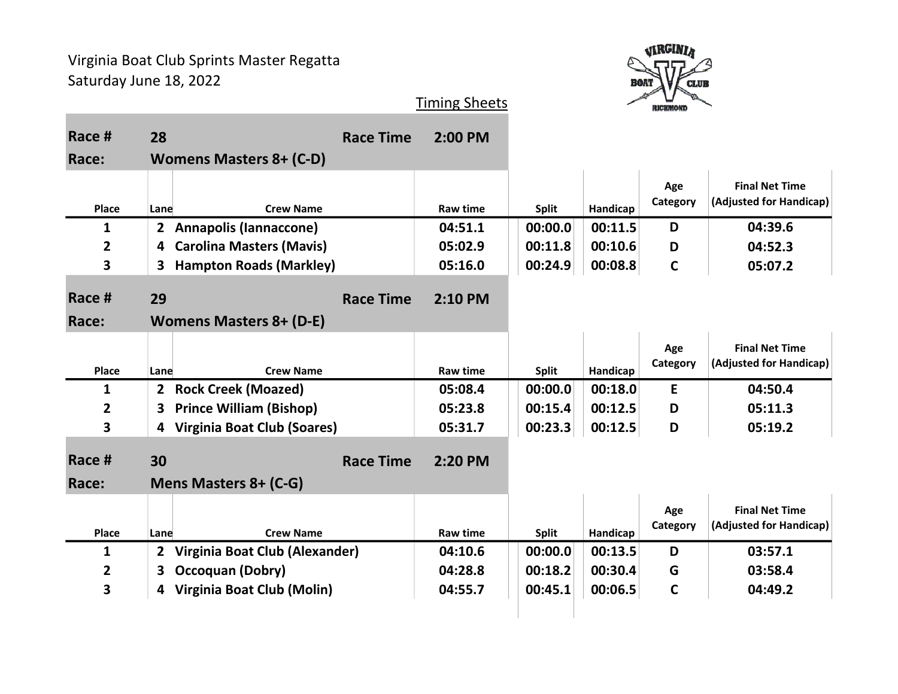Virginia Boat Club Sprints Master Regatta
Saturday June 18, 2022

Timing Sheets

**Race #** 28 **Race Time** 2:00 PM
**Race:** Womens Masters 8+ (C-D)

| Place | Lane | Crew Name | Raw time | Split | Handicap | Age Category | Final Net Time (Adjusted for Handicap) |
|---|---|---|---|---|---|---|---|
| 1 | 2 | Annapolis (Iannaccone) | 04:51.1 | 00:00.0 | 00:11.5 | D | 04:39.6 |
| 2 | 4 | Carolina Masters (Mavis) | 05:02.9 | 00:11.8 | 00:10.6 | D | 04:52.3 |
| 3 | 3 | Hampton Roads (Markley) | 05:16.0 | 00:24.9 | 00:08.8 | C | 05:07.2 |

**Race #** 29 **Race Time** 2:10 PM
**Race:** Womens Masters 8+ (D-E)

| Place | Lane | Crew Name | Raw time | Split | Handicap | Age Category | Final Net Time (Adjusted for Handicap) |
|---|---|---|---|---|---|---|---|
| 1 | 2 | Rock Creek (Moazed) | 05:08.4 | 00:00.0 | 00:18.0 | E | 04:50.4 |
| 2 | 3 | Prince William (Bishop) | 05:23.8 | 00:15.4 | 00:12.5 | D | 05:11.3 |
| 3 | 4 | Virginia Boat Club (Soares) | 05:31.7 | 00:23.3 | 00:12.5 | D | 05:19.2 |

**Race #** 30 **Race Time** 2:20 PM
**Race:** Mens Masters 8+ (C-G)

| Place | Lane | Crew Name | Raw time | Split | Handicap | Age Category | Final Net Time (Adjusted for Handicap) |
|---|---|---|---|---|---|---|---|
| 1 | 2 | Virginia Boat Club (Alexander) | 04:10.6 | 00:00.0 | 00:13.5 | D | 03:57.1 |
| 2 | 3 | Occoquan (Dobry) | 04:28.8 | 00:18.2 | 00:30.4 | G | 03:58.4 |
| 3 | 4 | Virginia Boat Club (Molin) | 04:55.7 | 00:45.1 | 00:06.5 | C | 04:49.2 |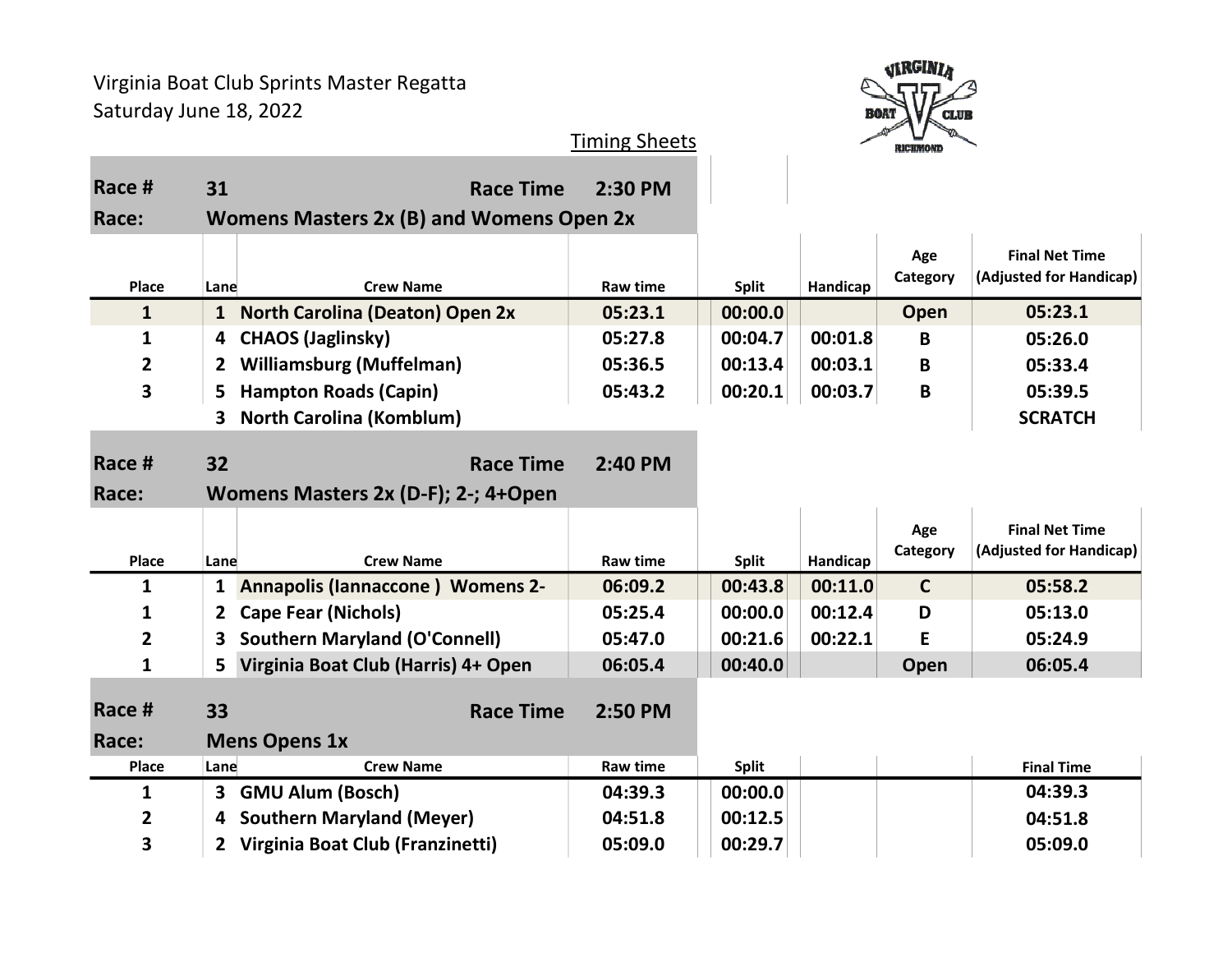Virginia Boat Club Sprints Master Regatta
Saturday June 18, 2022

Timing Sheets

| **Race #** | **31** | **Race Time** | **2:30 PM** | | | | |
|---|---|---|---|---|---|---|---|
| **Race:** | **Womens Masters 2x (B) and Womens Open 2x** | | | | | | |
| **Place** | **Lane** | **Crew Name** | **Raw time** | **Split** | **Handicap** | **Age Category** | **Final Net Time (Adjusted for Handicap)** |
| **1** | **1** | **North Carolina (Deaton) Open 2x** | **05:23.1** | **00:00.0** | | **Open** | **05:23.1** |
| **1** | **4** | **CHAOS (Jaglinsky)** | **05:27.8** | **00:04.7** | **00:01.8** | **B** | **05:26.0** |
| **2** | **2** | **Williamsburg (Muffelman)** | **05:36.5** | **00:13.4** | **00:03.1** | **B** | **05:33.4** |
| **3** | **5** | **Hampton Roads (Capin)** | **05:43.2** | **00:20.1** | **00:03.7** | **B** | **05:39.5** |
| | **3** | **North Carolina (Komblum)** | | | | | **SCRATCH** |

| **Race #** | **32** | **Race Time** | **2:40 PM** | | | | |
|---|---|---|---|---|---|---|---|
| **Race:** | **Womens Masters 2x (D-F); 2-; 4+Open** | | | | | | |
| **Place** | **Lane** | **Crew Name** | **Raw time** | **Split** | **Handicap** | **Age Category** | **Final Net Time (Adjusted for Handicap)** |
| **1** | **1** | **Annapolis (Iannaccone ) Womens 2-** | **06:09.2** | **00:43.8** | **00:11.0** | **C** | **05:58.2** |
| **1** | **2** | **Cape Fear (Nichols)** | **05:25.4** | **00:00.0** | **00:12.4** | **D** | **05:13.0** |
| **2** | **3** | **Southern Maryland (O'Connell)** | **05:47.0** | **00:21.6** | **00:22.1** | **E** | **05:24.9** |
| **1** | **5** | **Virginia Boat Club (Harris) 4+ Open** | **06:05.4** | **00:40.0** | | **Open** | **06:05.4** |

| **Race #** | **33** | **Race Time** | **2:50 PM** | | | | |
|---|---|---|---|---|---|---|---|
| **Race:** | **Mens Opens 1x** | | | | | | |
| **Place** | **Lane** | **Crew Name** | **Raw time** | **Split** | | | **Final Time** |
| **1** | **3** | **GMU Alum (Bosch)** | **04:39.3** | **00:00.0** | | | **04:39.3** |
| **2** | **4** | **Southern Maryland (Meyer)** | **04:51.8** | **00:12.5** | | | **04:51.8** |
| **3** | **2** | **Virginia Boat Club (Franzinetti)** | **05:09.0** | **00:29.7** | | | **05:09.0** |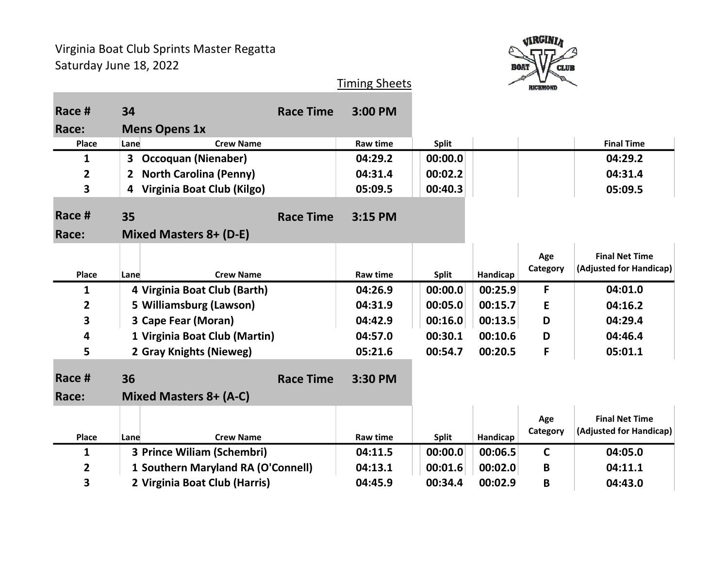Virginia Boat Club Sprints Master Regatta
Saturday June 18, 2022

Timing Sheets

**Race #** 34 **Race Time** 3:00 PM
**Race:** Mens Opens 1x

| Place | Lane | Crew Name | Raw time | Split | | | Final Time |
|---|---|---|---|---|---|---|---|
| 1 | 3 | Occoquan (Nienaber) | 04:29.2 | 00:00.0 | | | 04:29.2 |
| 2 | 2 | North Carolina (Penny) | 04:31.4 | 00:02.2 | | | 04:31.4 |
| 3 | 4 | Virginia Boat Club (Kilgo) | 05:09.5 | 00:40.3 | | | 05:09.5 |

**Race #** 35 **Race Time** 3:15 PM
**Race:** Mixed Masters 8+ (D-E)

| Place | Lane | Crew Name | Raw time | Split | Handicap | Age Category | Final Net Time (Adjusted for Handicap) |
|---|---|---|---|---|---|---|---|
| 1 | 4 | Virginia Boat Club (Barth) | 04:26.9 | 00:00.0 | 00:25.9 | F | 04:01.0 |
| 2 | 5 | Williamsburg (Lawson) | 04:31.9 | 00:05.0 | 00:15.7 | E | 04:16.2 |
| 3 | 3 | Cape Fear (Moran) | 04:42.9 | 00:16.0 | 00:13.5 | D | 04:29.4 |
| 4 | 1 | Virginia Boat Club (Martin) | 04:57.0 | 00:30.1 | 00:10.6 | D | 04:46.4 |
| 5 | 2 | Gray Knights (Nieweg) | 05:21.6 | 00:54.7 | 00:20.5 | F | 05:01.1 |

**Race #** 36 **Race Time** 3:30 PM
**Race:** Mixed Masters 8+ (A-C)

| Place | Lane | Crew Name | Raw time | Split | Handicap | Age Category | Final Net Time (Adjusted for Handicap) |
|---|---|---|---|---|---|---|---|
| 1 | 3 | Prince Wiliam (Schembri) | 04:11.5 | 00:00.0 | 00:06.5 | C | 04:05.0 |
| 2 | 1 | Southern Maryland RA (O'Connell) | 04:13.1 | 00:01.6 | 00:02.0 | B | 04:11.1 |
| 3 | 2 | Virginia Boat Club (Harris) | 04:45.9 | 00:34.4 | 00:02.9 | B | 04:43.0 |